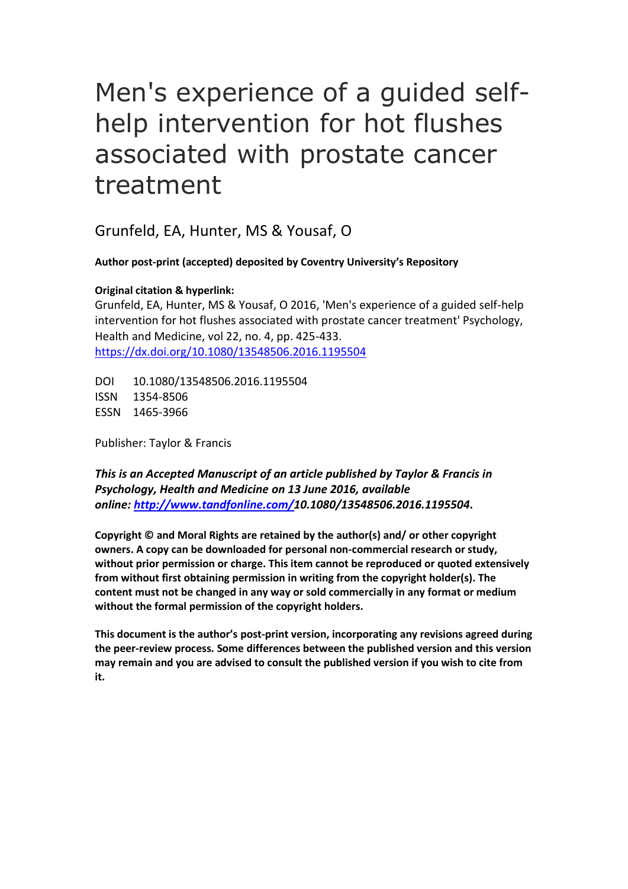# Men's experience of a guided self-help intervention for hot flushes associated with prostate cancer treatment

Grunfeld, EA, Hunter, MS & Yousaf, O

**Author post-print (accepted) deposited by Coventry University's Repository**

**Original citation & hyperlink:**

Grunfeld, EA, Hunter, MS & Yousaf, O 2016, 'Men's experience of a guided self-help intervention for hot flushes associated with prostate cancer treatment' Psychology, Health and Medicine, vol 22, no. 4, pp. 425-433.
https://dx.doi.org/10.1080/13548506.2016.1195504

DOI 10.1080/13548506.2016.1195504
ISSN 1354-8506
ESSN 1465-3966

Publisher: Taylor & Francis

***This is an Accepted Manuscript of an article published by Taylor & Francis in Psychology, Health and Medicine on 13 June 2016, available online: http://www.tandfonline.com/10.1080/13548506.2016.1195504.***

**Copyright © and Moral Rights are retained by the author(s) and/ or other copyright owners. A copy can be downloaded for personal non-commercial research or study, without prior permission or charge. This item cannot be reproduced or quoted extensively from without first obtaining permission in writing from the copyright holder(s). The content must not be changed in any way or sold commercially in any format or medium without the formal permission of the copyright holders.**

**This document is the author's post-print version, incorporating any revisions agreed during the peer-review process. Some differences between the published version and this version may remain and you are advised to consult the published version if you wish to cite from it.**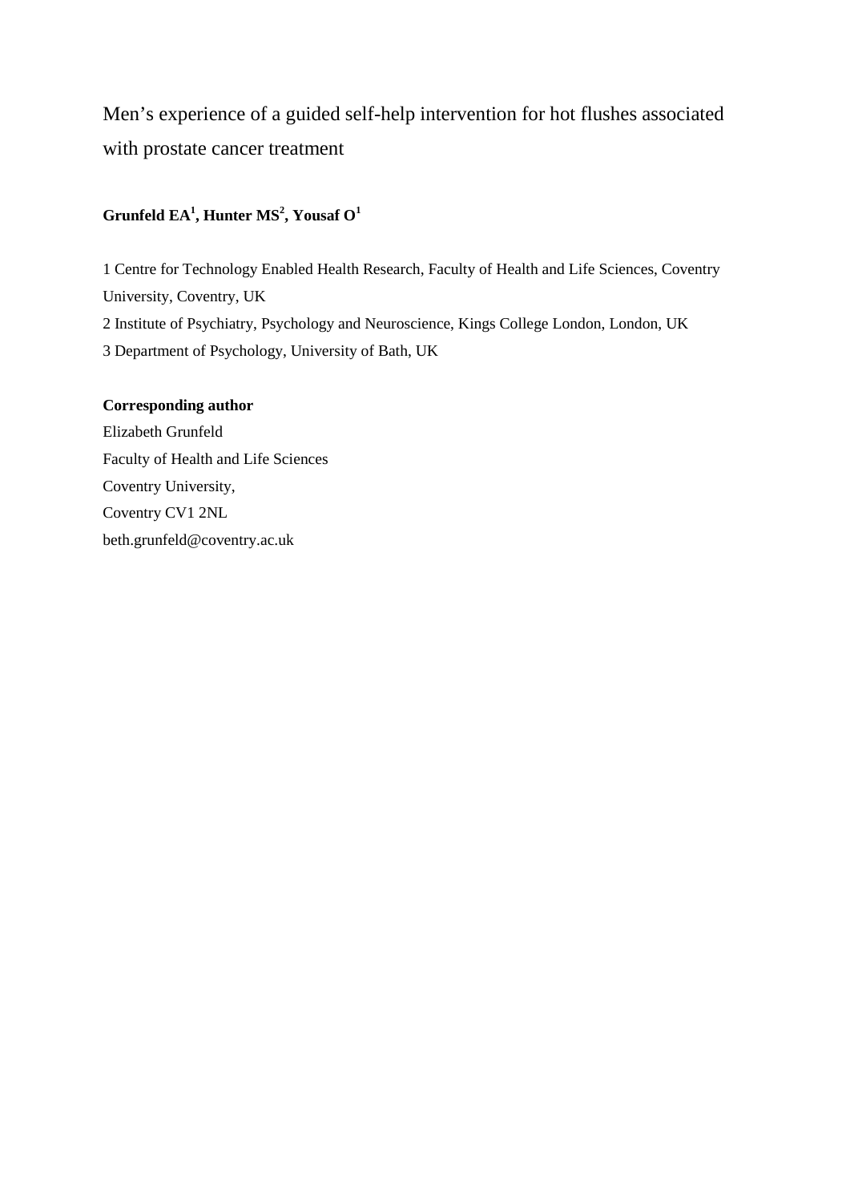# Men's experience of a guided self-help intervention for hot flushes associated with prostate cancer treatment

**Grunfeld EA[1], Hunter MS[2], Yousaf O[1]**

1 Centre for Technology Enabled Health Research, Faculty of Health and Life Sciences, Coventry University, Coventry, UK

2 Institute of Psychiatry, Psychology and Neuroscience, Kings College London, London, UK

3 Department of Psychology, University of Bath, UK

**Corresponding author**

Elizabeth Grunfeld

Faculty of Health and Life Sciences

Coventry University,

Coventry CV1 2NL

beth.grunfeld@coventry.ac.uk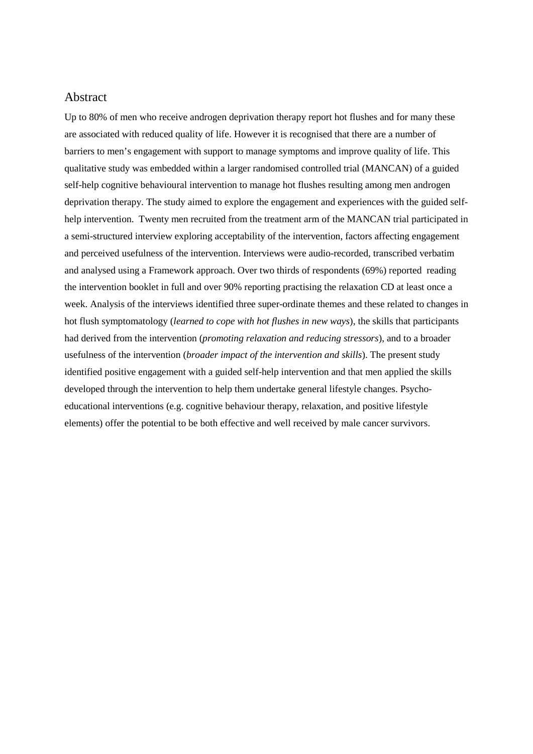## Abstract

Up to 80% of men who receive androgen deprivation therapy report hot flushes and for many these are associated with reduced quality of life. However it is recognised that there are a number of barriers to men's engagement with support to manage symptoms and improve quality of life. This qualitative study was embedded within a larger randomised controlled trial (MANCAN) of a guided self-help cognitive behavioural intervention to manage hot flushes resulting among men androgen deprivation therapy. The study aimed to explore the engagement and experiences with the guided self-help intervention. Twenty men recruited from the treatment arm of the MANCAN trial participated in a semi-structured interview exploring acceptability of the intervention, factors affecting engagement and perceived usefulness of the intervention. Interviews were audio-recorded, transcribed verbatim and analysed using a Framework approach. Over two thirds of respondents (69%) reported reading the intervention booklet in full and over 90% reporting practising the relaxation CD at least once a week. Analysis of the interviews identified three super-ordinate themes and these related to changes in hot flush symptomatology (*learned to cope with hot flushes in new ways*), the skills that participants had derived from the intervention (*promoting relaxation and reducing stressors*), and to a broader usefulness of the intervention (*broader impact of the intervention and skills*). The present study identified positive engagement with a guided self-help intervention and that men applied the skills developed through the intervention to help them undertake general lifestyle changes. Psycho-educational interventions (e.g. cognitive behaviour therapy, relaxation, and positive lifestyle elements) offer the potential to be both effective and well received by male cancer survivors.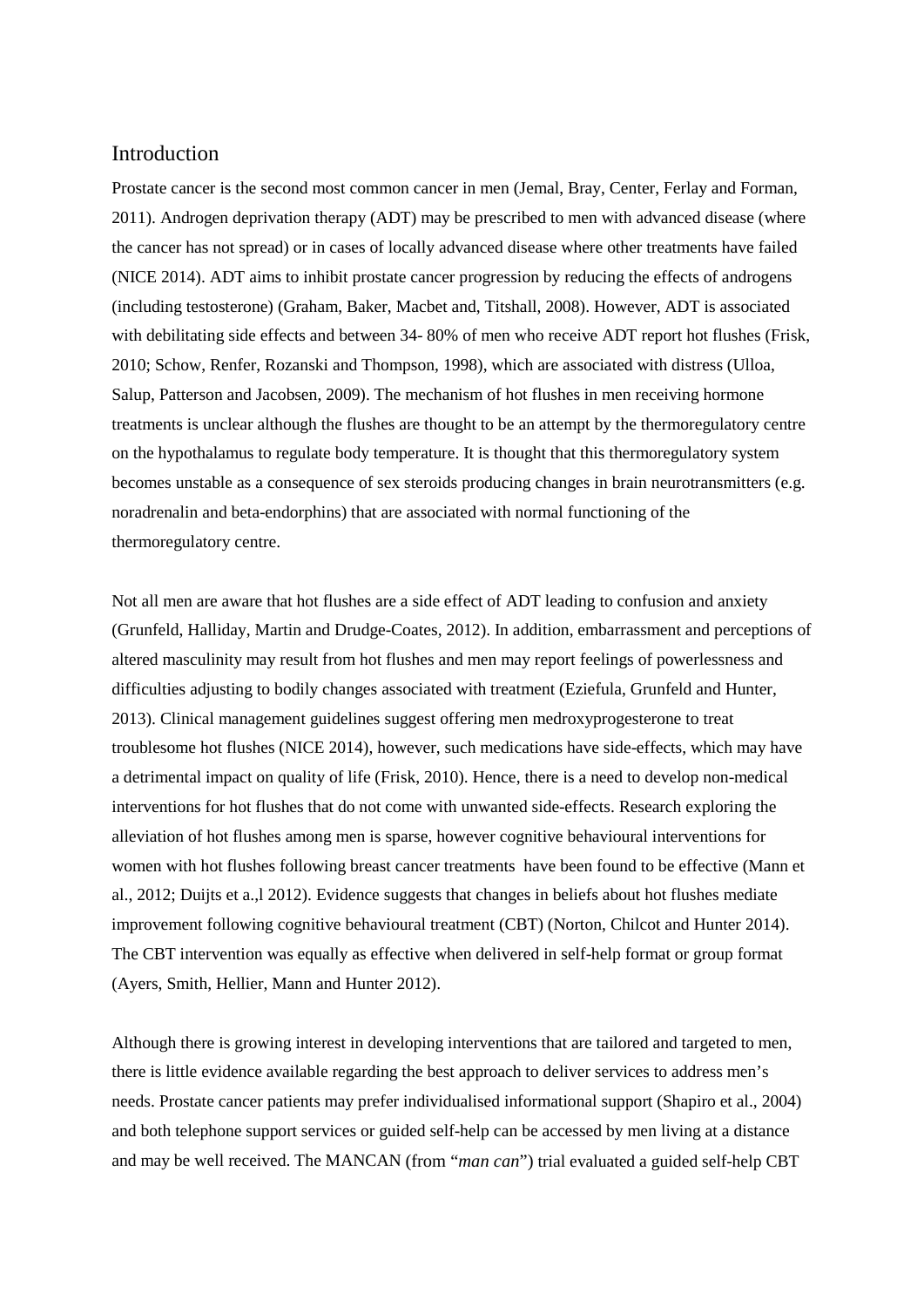## Introduction

Prostate cancer is the second most common cancer in men (Jemal, Bray, Center, Ferlay and Forman, 2011). Androgen deprivation therapy (ADT) may be prescribed to men with advanced disease (where the cancer has not spread) or in cases of locally advanced disease where other treatments have failed (NICE 2014). ADT aims to inhibit prostate cancer progression by reducing the effects of androgens (including testosterone) (Graham, Baker, Macbet and, Titshall, 2008). However, ADT is associated with debilitating side effects and between 34- 80% of men who receive ADT report hot flushes (Frisk, 2010; Schow, Renfer, Rozanski and Thompson, 1998), which are associated with distress (Ulloa, Salup, Patterson and Jacobsen, 2009). The mechanism of hot flushes in men receiving hormone treatments is unclear although the flushes are thought to be an attempt by the thermoregulatory centre on the hypothalamus to regulate body temperature. It is thought that this thermoregulatory system becomes unstable as a consequence of sex steroids producing changes in brain neurotransmitters (e.g. noradrenalin and beta-endorphins) that are associated with normal functioning of the thermoregulatory centre.

Not all men are aware that hot flushes are a side effect of ADT leading to confusion and anxiety (Grunfeld, Halliday, Martin and Drudge-Coates, 2012). In addition, embarrassment and perceptions of altered masculinity may result from hot flushes and men may report feelings of powerlessness and difficulties adjusting to bodily changes associated with treatment (Eziefula, Grunfeld and Hunter, 2013). Clinical management guidelines suggest offering men medroxyprogesterone to treat troublesome hot flushes (NICE 2014), however, such medications have side-effects, which may have a detrimental impact on quality of life (Frisk, 2010). Hence, there is a need to develop non-medical interventions for hot flushes that do not come with unwanted side-effects. Research exploring the alleviation of hot flushes among men is sparse, however cognitive behavioural interventions for women with hot flushes following breast cancer treatments have been found to be effective (Mann et al., 2012; Duijts et a.,l 2012). Evidence suggests that changes in beliefs about hot flushes mediate improvement following cognitive behavioural treatment (CBT) (Norton, Chilcot and Hunter 2014). The CBT intervention was equally as effective when delivered in self-help format or group format (Ayers, Smith, Hellier, Mann and Hunter 2012).

Although there is growing interest in developing interventions that are tailored and targeted to men, there is little evidence available regarding the best approach to deliver services to address men's needs. Prostate cancer patients may prefer individualised informational support (Shapiro et al., 2004) and both telephone support services or guided self-help can be accessed by men living at a distance and may be well received. The MANCAN (from "*man can*") trial evaluated a guided self-help CBT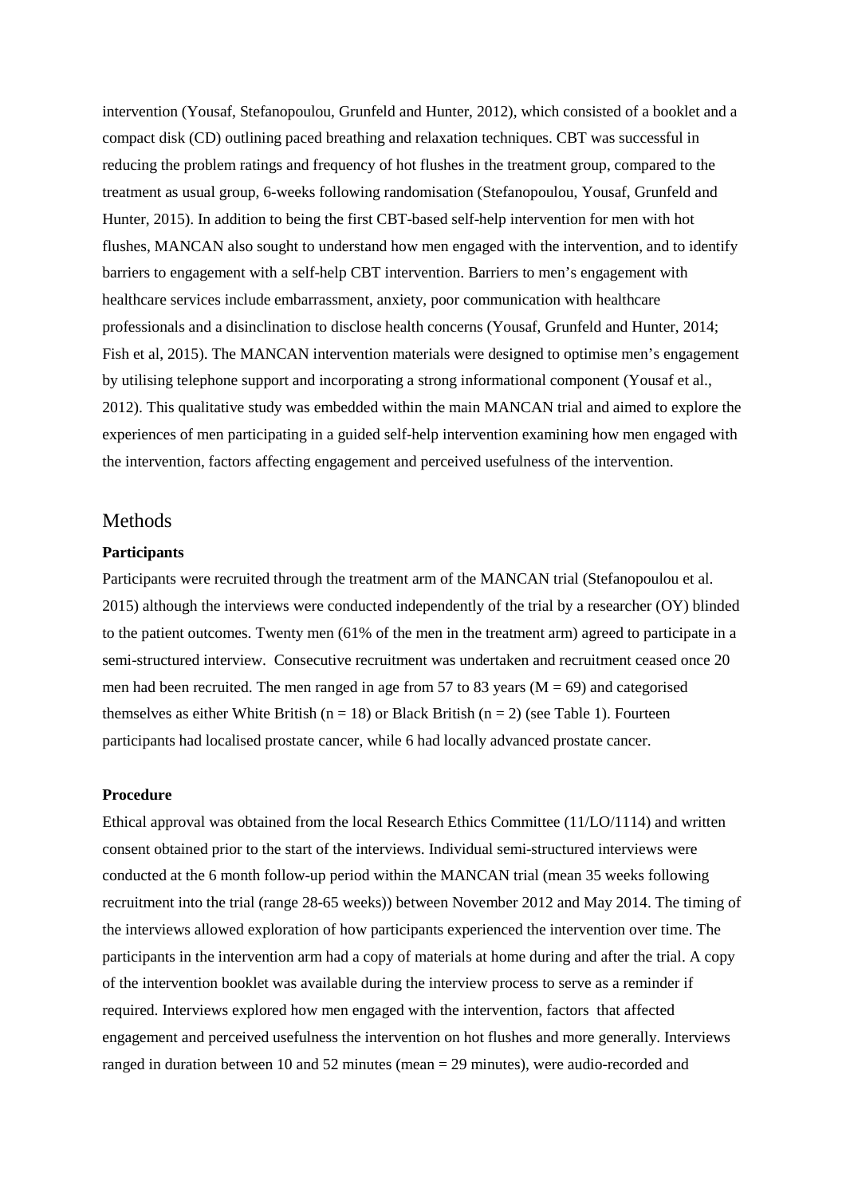intervention (Yousaf, Stefanopoulou, Grunfeld and Hunter, 2012), which consisted of a booklet and a compact disk (CD) outlining paced breathing and relaxation techniques. CBT was successful in reducing the problem ratings and frequency of hot flushes in the treatment group, compared to the treatment as usual group, 6-weeks following randomisation (Stefanopoulou, Yousaf, Grunfeld and Hunter, 2015). In addition to being the first CBT-based self-help intervention for men with hot flushes, MANCAN also sought to understand how men engaged with the intervention, and to identify barriers to engagement with a self-help CBT intervention. Barriers to men's engagement with healthcare services include embarrassment, anxiety, poor communication with healthcare professionals and a disinclination to disclose health concerns (Yousaf, Grunfeld and Hunter, 2014; Fish et al, 2015). The MANCAN intervention materials were designed to optimise men's engagement by utilising telephone support and incorporating a strong informational component (Yousaf et al., 2012). This qualitative study was embedded within the main MANCAN trial and aimed to explore the experiences of men participating in a guided self-help intervention examining how men engaged with the intervention, factors affecting engagement and perceived usefulness of the intervention.

## Methods

**Participants**

Participants were recruited through the treatment arm of the MANCAN trial (Stefanopoulou et al. 2015) although the interviews were conducted independently of the trial by a researcher (OY) blinded to the patient outcomes. Twenty men (61% of the men in the treatment arm) agreed to participate in a semi-structured interview. Consecutive recruitment was undertaken and recruitment ceased once 20 men had been recruited. The men ranged in age from 57 to 83 years (M = 69) and categorised themselves as either White British (n = 18) or Black British (n = 2) (see Table 1). Fourteen participants had localised prostate cancer, while 6 had locally advanced prostate cancer.

**Procedure**

Ethical approval was obtained from the local Research Ethics Committee (11/LO/1114) and written consent obtained prior to the start of the interviews. Individual semi-structured interviews were conducted at the 6 month follow-up period within the MANCAN trial (mean 35 weeks following recruitment into the trial (range 28-65 weeks)) between November 2012 and May 2014. The timing of the interviews allowed exploration of how participants experienced the intervention over time. The participants in the intervention arm had a copy of materials at home during and after the trial. A copy of the intervention booklet was available during the interview process to serve as a reminder if required. Interviews explored how men engaged with the intervention, factors that affected engagement and perceived usefulness the intervention on hot flushes and more generally. Interviews ranged in duration between 10 and 52 minutes (mean = 29 minutes), were audio-recorded and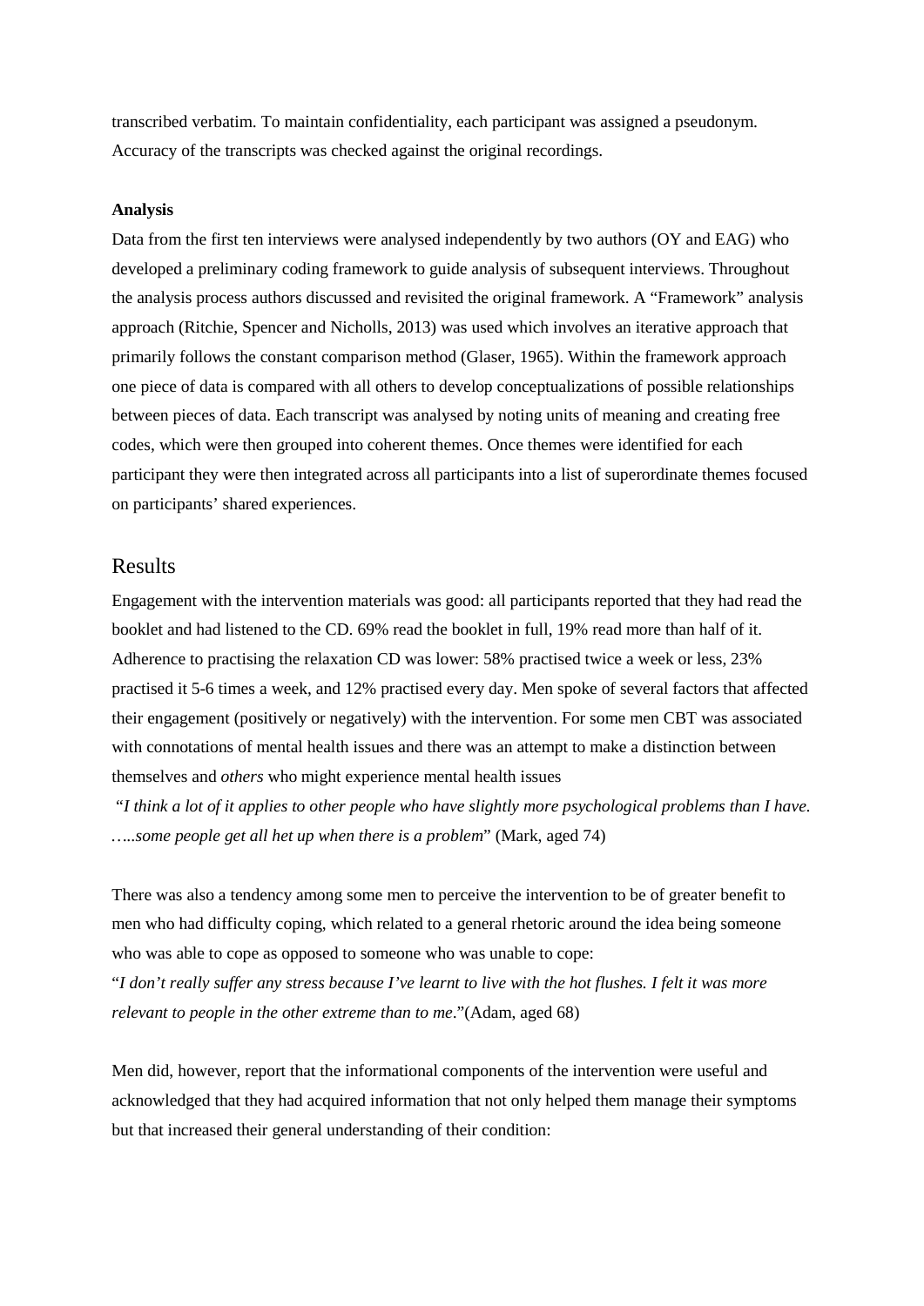transcribed verbatim. To maintain confidentiality, each participant was assigned a pseudonym. Accuracy of the transcripts was checked against the original recordings.

**Analysis**

Data from the first ten interviews were analysed independently by two authors (OY and EAG) who developed a preliminary coding framework to guide analysis of subsequent interviews. Throughout the analysis process authors discussed and revisited the original framework. A "Framework" analysis approach (Ritchie, Spencer and Nicholls, 2013) was used which involves an iterative approach that primarily follows the constant comparison method (Glaser, 1965). Within the framework approach one piece of data is compared with all others to develop conceptualizations of possible relationships between pieces of data. Each transcript was analysed by noting units of meaning and creating free codes, which were then grouped into coherent themes. Once themes were identified for each participant they were then integrated across all participants into a list of superordinate themes focused on participants' shared experiences.

## Results

Engagement with the intervention materials was good: all participants reported that they had read the booklet and had listened to the CD. 69% read the booklet in full, 19% read more than half of it. Adherence to practising the relaxation CD was lower: 58% practised twice a week or less, 23% practised it 5-6 times a week, and 12% practised every day. Men spoke of several factors that affected their engagement (positively or negatively) with the intervention. For some men CBT was associated with connotations of mental health issues and there was an attempt to make a distinction between themselves and *others* who might experience mental health issues

"*I think a lot of it applies to other people who have slightly more psychological problems than I have. …..some people get all het up when there is a problem*" (Mark, aged 74)

There was also a tendency among some men to perceive the intervention to be of greater benefit to men who had difficulty coping, which related to a general rhetoric around the idea being someone who was able to cope as opposed to someone who was unable to cope:

"*I don't really suffer any stress because I've learnt to live with the hot flushes. I felt it was more relevant to people in the other extreme than to me*."(Adam, aged 68)

Men did, however, report that the informational components of the intervention were useful and acknowledged that they had acquired information that not only helped them manage their symptoms but that increased their general understanding of their condition: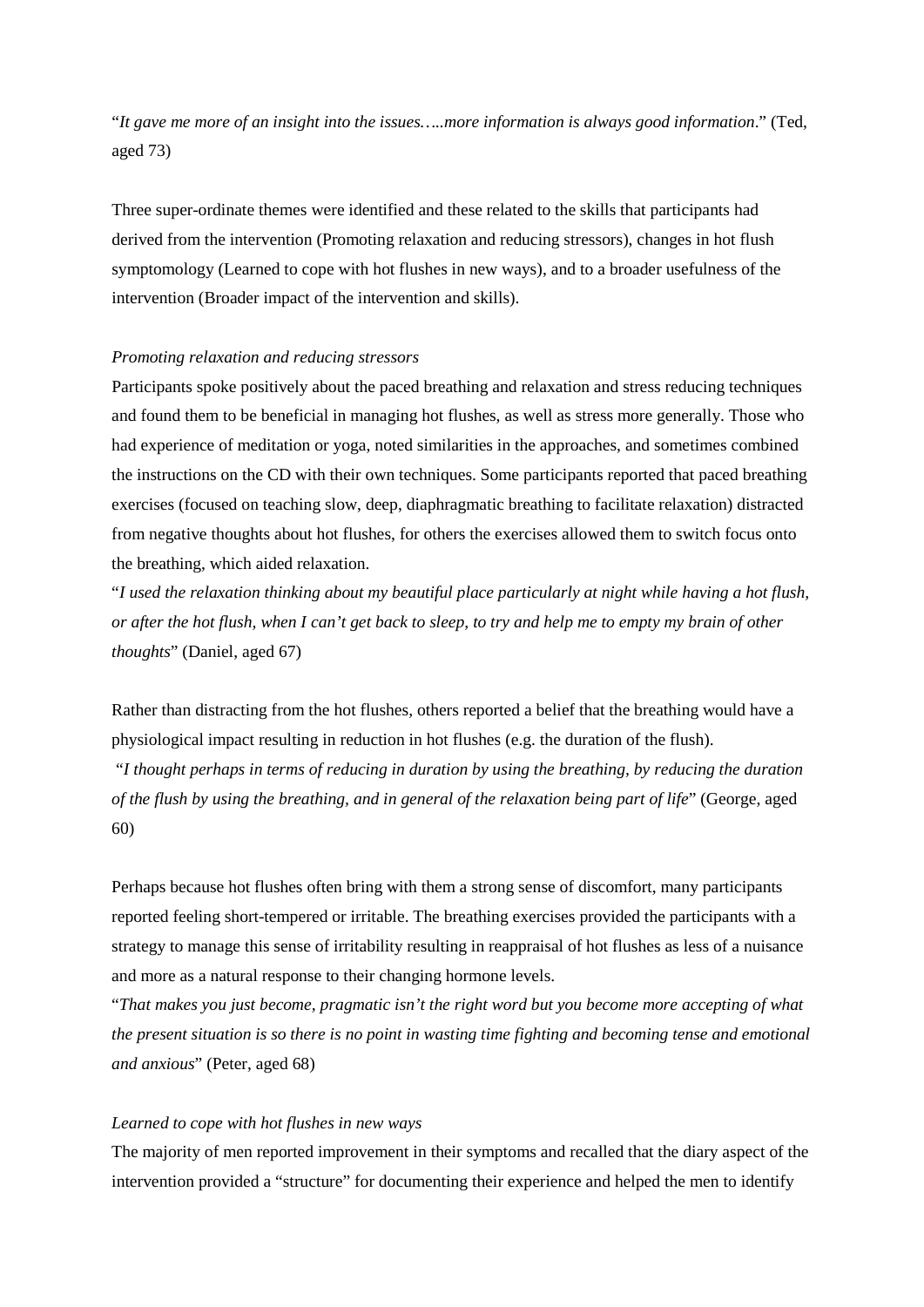"*It gave me more of an insight into the issues…..more information is always good information*." (Ted, aged 73)

Three super-ordinate themes were identified and these related to the skills that participants had derived from the intervention (Promoting relaxation and reducing stressors), changes in hot flush symptomology (Learned to cope with hot flushes in new ways), and to a broader usefulness of the intervention (Broader impact of the intervention and skills).

*Promoting relaxation and reducing stressors*

Participants spoke positively about the paced breathing and relaxation and stress reducing techniques and found them to be beneficial in managing hot flushes, as well as stress more generally. Those who had experience of meditation or yoga, noted similarities in the approaches, and sometimes combined the instructions on the CD with their own techniques. Some participants reported that paced breathing exercises (focused on teaching slow, deep, diaphragmatic breathing to facilitate relaxation) distracted from negative thoughts about hot flushes, for others the exercises allowed them to switch focus onto the breathing, which aided relaxation.

"*I used the relaxation thinking about my beautiful place particularly at night while having a hot flush, or after the hot flush, when I can't get back to sleep, to try and help me to empty my brain of other thoughts*" (Daniel, aged 67)

Rather than distracting from the hot flushes, others reported a belief that the breathing would have a physiological impact resulting in reduction in hot flushes (e.g. the duration of the flush).

"*I thought perhaps in terms of reducing in duration by using the breathing, by reducing the duration of the flush by using the breathing, and in general of the relaxation being part of life*" (George, aged 60)

Perhaps because hot flushes often bring with them a strong sense of discomfort, many participants reported feeling short-tempered or irritable. The breathing exercises provided the participants with a strategy to manage this sense of irritability resulting in reappraisal of hot flushes as less of a nuisance and more as a natural response to their changing hormone levels.

"*That makes you just become, pragmatic isn't the right word but you become more accepting of what the present situation is so there is no point in wasting time fighting and becoming tense and emotional and anxious*" (Peter, aged 68)

*Learned to cope with hot flushes in new ways*

The majority of men reported improvement in their symptoms and recalled that the diary aspect of the intervention provided a "structure" for documenting their experience and helped the men to identify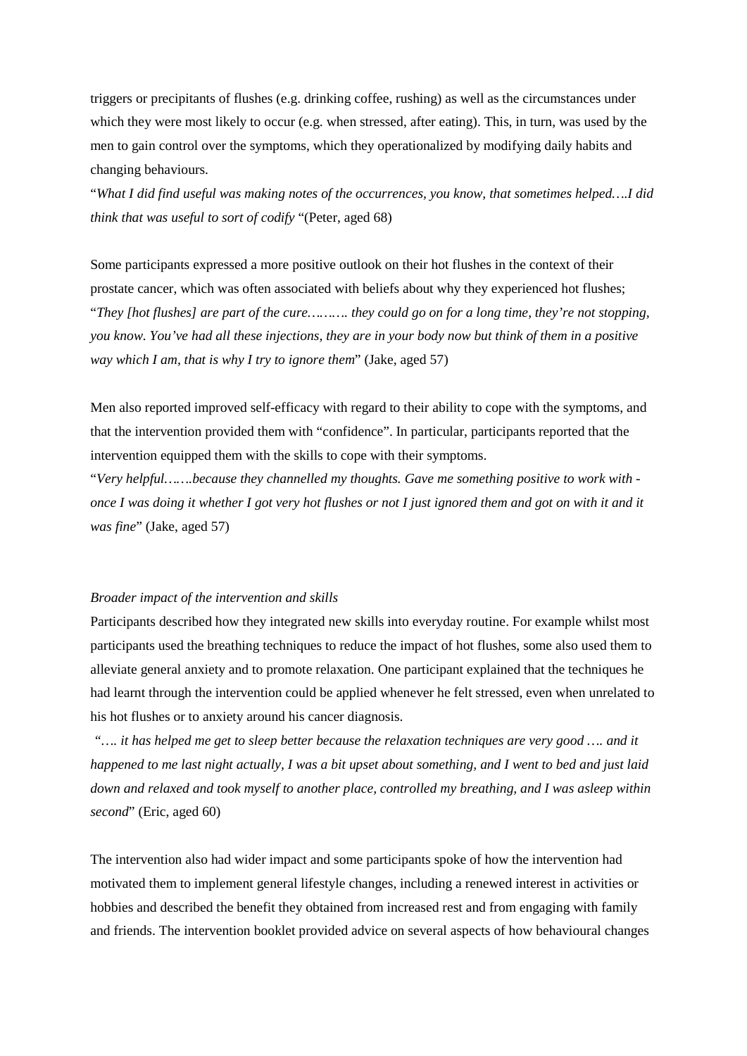triggers or precipitants of flushes (e.g. drinking coffee, rushing) as well as the circumstances under which they were most likely to occur (e.g. when stressed, after eating). This, in turn, was used by the men to gain control over the symptoms, which they operationalized by modifying daily habits and changing behaviours.

"*What I did find useful was making notes of the occurrences, you know, that sometimes helped….I did think that was useful to sort of codify* "(Peter, aged 68)

Some participants expressed a more positive outlook on their hot flushes in the context of their prostate cancer, which was often associated with beliefs about why they experienced hot flushes; "*They [hot flushes] are part of the cure………. they could go on for a long time, they're not stopping, you know. You've had all these injections, they are in your body now but think of them in a positive way which I am, that is why I try to ignore them*" (Jake, aged 57)

Men also reported improved self-efficacy with regard to their ability to cope with the symptoms, and that the intervention provided them with "confidence". In particular, participants reported that the intervention equipped them with the skills to cope with their symptoms.

"*Very helpful…….because they channelled my thoughts. Gave me something positive to work with - once I was doing it whether I got very hot flushes or not I just ignored them and got on with it and it was fine*" (Jake, aged 57)

*Broader impact of the intervention and skills*

Participants described how they integrated new skills into everyday routine. For example whilst most participants used the breathing techniques to reduce the impact of hot flushes, some also used them to alleviate general anxiety and to promote relaxation. One participant explained that the techniques he had learnt through the intervention could be applied whenever he felt stressed, even when unrelated to his hot flushes or to anxiety around his cancer diagnosis.

"*…. it has helped me get to sleep better because the relaxation techniques are very good …. and it happened to me last night actually, I was a bit upset about something, and I went to bed and just laid down and relaxed and took myself to another place, controlled my breathing, and I was asleep within second*" (Eric, aged 60)

The intervention also had wider impact and some participants spoke of how the intervention had motivated them to implement general lifestyle changes, including a renewed interest in activities or hobbies and described the benefit they obtained from increased rest and from engaging with family and friends. The intervention booklet provided advice on several aspects of how behavioural changes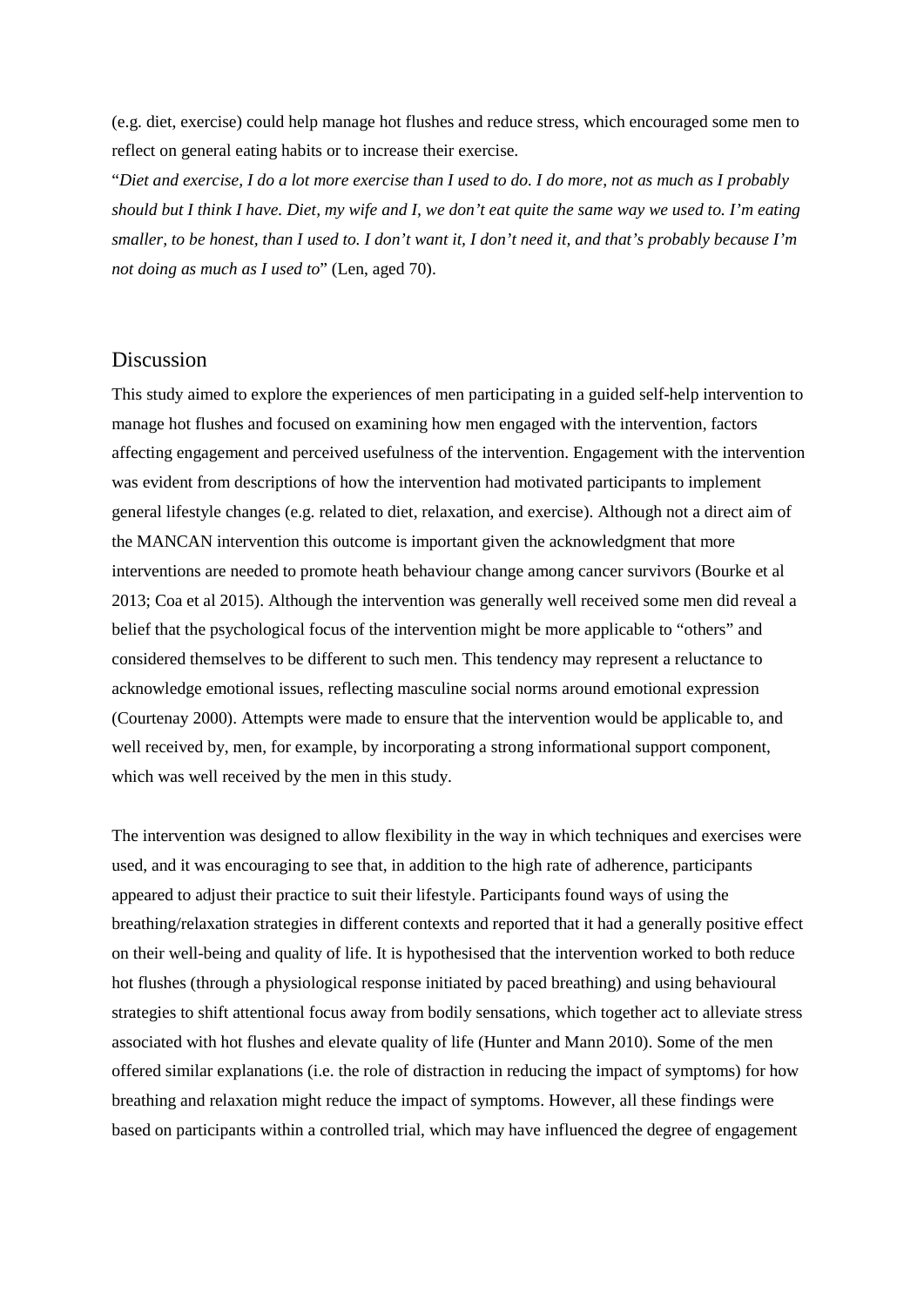(e.g. diet, exercise) could help manage hot flushes and reduce stress, which encouraged some men to reflect on general eating habits or to increase their exercise.

"*Diet and exercise, I do a lot more exercise than I used to do. I do more, not as much as I probably should but I think I have. Diet, my wife and I, we don't eat quite the same way we used to. I'm eating smaller, to be honest, than I used to. I don't want it, I don't need it, and that's probably because I'm not doing as much as I used to*" (Len, aged 70).

## Discussion

This study aimed to explore the experiences of men participating in a guided self-help intervention to manage hot flushes and focused on examining how men engaged with the intervention, factors affecting engagement and perceived usefulness of the intervention. Engagement with the intervention was evident from descriptions of how the intervention had motivated participants to implement general lifestyle changes (e.g. related to diet, relaxation, and exercise). Although not a direct aim of the MANCAN intervention this outcome is important given the acknowledgment that more interventions are needed to promote heath behaviour change among cancer survivors (Bourke et al 2013; Coa et al 2015). Although the intervention was generally well received some men did reveal a belief that the psychological focus of the intervention might be more applicable to "others" and considered themselves to be different to such men. This tendency may represent a reluctance to acknowledge emotional issues, reflecting masculine social norms around emotional expression (Courtenay 2000). Attempts were made to ensure that the intervention would be applicable to, and well received by, men, for example, by incorporating a strong informational support component, which was well received by the men in this study.

The intervention was designed to allow flexibility in the way in which techniques and exercises were used, and it was encouraging to see that, in addition to the high rate of adherence, participants appeared to adjust their practice to suit their lifestyle. Participants found ways of using the breathing/relaxation strategies in different contexts and reported that it had a generally positive effect on their well-being and quality of life. It is hypothesised that the intervention worked to both reduce hot flushes (through a physiological response initiated by paced breathing) and using behavioural strategies to shift attentional focus away from bodily sensations, which together act to alleviate stress associated with hot flushes and elevate quality of life (Hunter and Mann 2010). Some of the men offered similar explanations (i.e. the role of distraction in reducing the impact of symptoms) for how breathing and relaxation might reduce the impact of symptoms. However, all these findings were based on participants within a controlled trial, which may have influenced the degree of engagement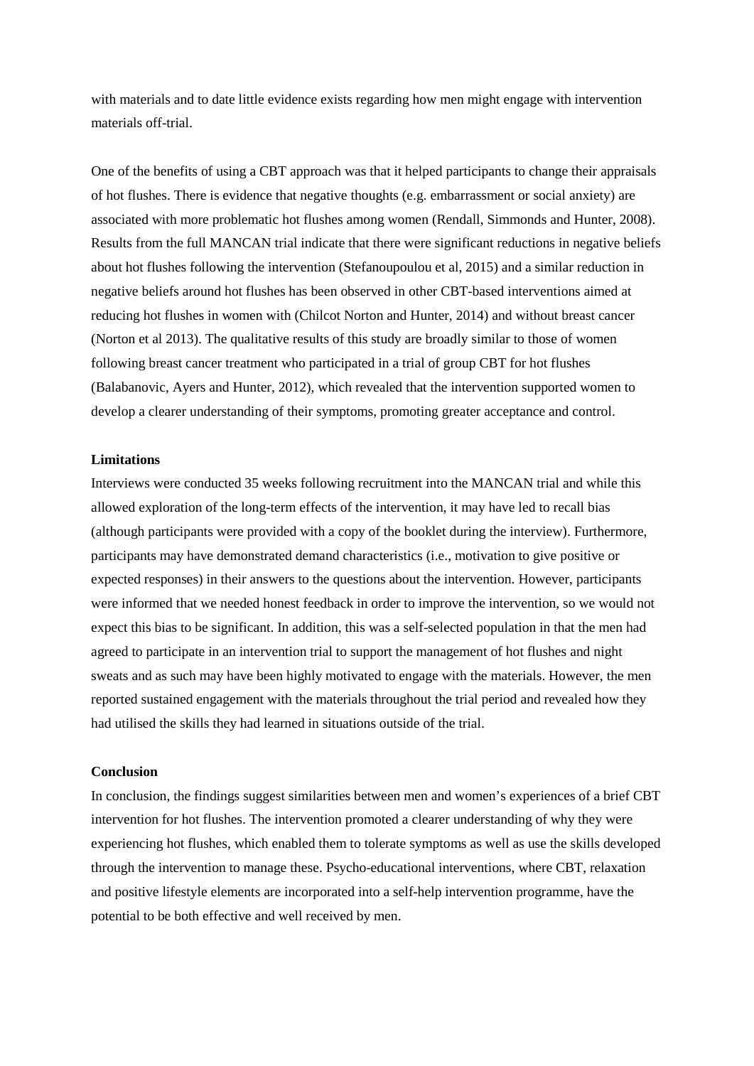with materials and to date little evidence exists regarding how men might engage with intervention materials off-trial.

One of the benefits of using a CBT approach was that it helped participants to change their appraisals of hot flushes. There is evidence that negative thoughts (e.g. embarrassment or social anxiety) are associated with more problematic hot flushes among women (Rendall, Simmonds and Hunter, 2008). Results from the full MANCAN trial indicate that there were significant reductions in negative beliefs about hot flushes following the intervention (Stefanoupoulou et al, 2015) and a similar reduction in negative beliefs around hot flushes has been observed in other CBT-based interventions aimed at reducing hot flushes in women with (Chilcot Norton and Hunter, 2014) and without breast cancer (Norton et al 2013). The qualitative results of this study are broadly similar to those of women following breast cancer treatment who participated in a trial of group CBT for hot flushes (Balabanovic, Ayers and Hunter, 2012), which revealed that the intervention supported women to develop a clearer understanding of their symptoms, promoting greater acceptance and control.

**Limitations**

Interviews were conducted 35 weeks following recruitment into the MANCAN trial and while this allowed exploration of the long-term effects of the intervention, it may have led to recall bias (although participants were provided with a copy of the booklet during the interview). Furthermore, participants may have demonstrated demand characteristics (i.e., motivation to give positive or expected responses) in their answers to the questions about the intervention. However, participants were informed that we needed honest feedback in order to improve the intervention, so we would not expect this bias to be significant. In addition, this was a self-selected population in that the men had agreed to participate in an intervention trial to support the management of hot flushes and night sweats and as such may have been highly motivated to engage with the materials. However, the men reported sustained engagement with the materials throughout the trial period and revealed how they had utilised the skills they had learned in situations outside of the trial.

**Conclusion**

In conclusion, the findings suggest similarities between men and women's experiences of a brief CBT intervention for hot flushes. The intervention promoted a clearer understanding of why they were experiencing hot flushes, which enabled them to tolerate symptoms as well as use the skills developed through the intervention to manage these. Psycho-educational interventions, where CBT, relaxation and positive lifestyle elements are incorporated into a self-help intervention programme, have the potential to be both effective and well received by men.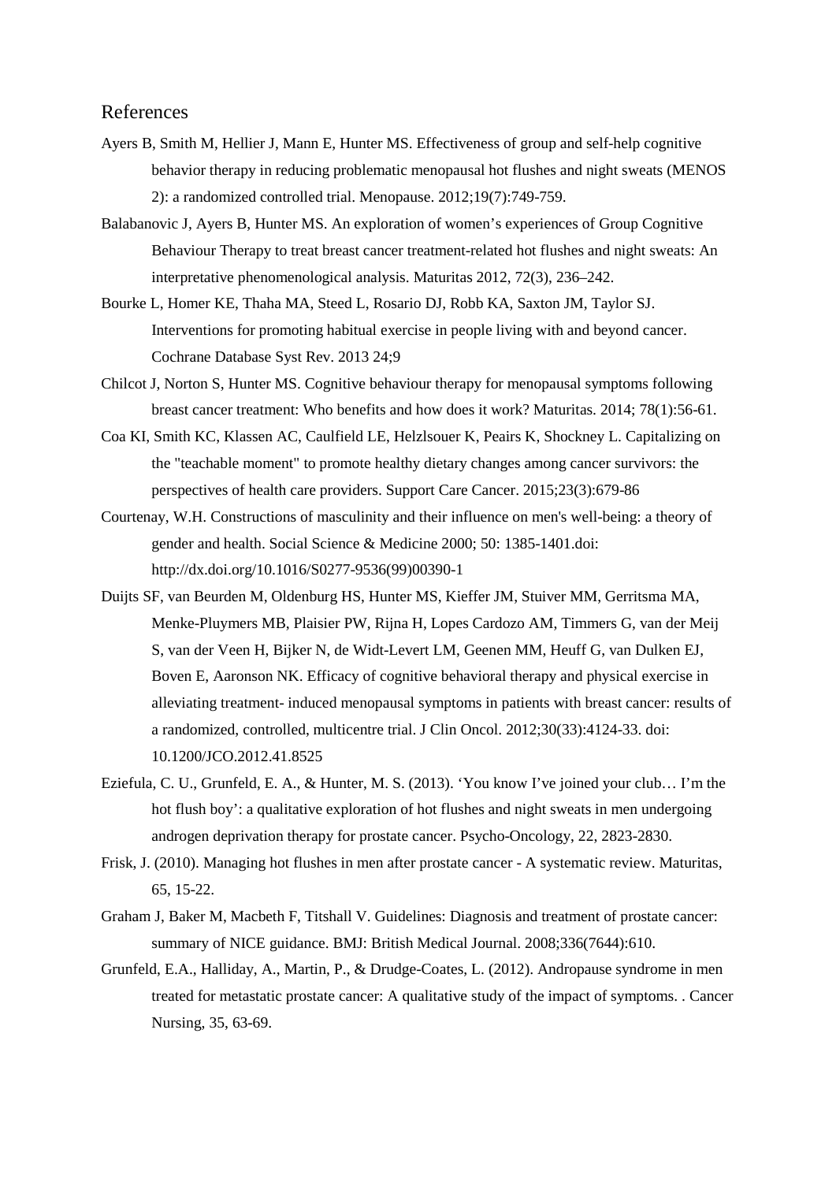## References

Ayers B, Smith M, Hellier J, Mann E, Hunter MS. Effectiveness of group and self-help cognitive behavior therapy in reducing problematic menopausal hot flushes and night sweats (MENOS 2): a randomized controlled trial. Menopause. 2012;19(7):749-759.

Balabanovic J, Ayers B, Hunter MS. An exploration of women's experiences of Group Cognitive Behaviour Therapy to treat breast cancer treatment-related hot flushes and night sweats: An interpretative phenomenological analysis. Maturitas 2012, 72(3), 236–242.

Bourke L, Homer KE, Thaha MA, Steed L, Rosario DJ, Robb KA, Saxton JM, Taylor SJ. Interventions for promoting habitual exercise in people living with and beyond cancer. Cochrane Database Syst Rev. 2013 24;9

Chilcot J, Norton S, Hunter MS. Cognitive behaviour therapy for menopausal symptoms following breast cancer treatment: Who benefits and how does it work? Maturitas. 2014; 78(1):56-61.

Coa KI, Smith KC, Klassen AC, Caulfield LE, Helzlsouer K, Peairs K, Shockney L. Capitalizing on the "teachable moment" to promote healthy dietary changes among cancer survivors: the perspectives of health care providers. Support Care Cancer. 2015;23(3):679-86

Courtenay, W.H. Constructions of masculinity and their influence on men's well-being: a theory of gender and health. Social Science & Medicine 2000; 50: 1385-1401.doi: http://dx.doi.org/10.1016/S0277-9536(99)00390-1

Duijts SF, van Beurden M, Oldenburg HS, Hunter MS, Kieffer JM, Stuiver MM, Gerritsma MA, Menke-Pluymers MB, Plaisier PW, Rijna H, Lopes Cardozo AM, Timmers G, van der Meij S, van der Veen H, Bijker N, de Widt-Levert LM, Geenen MM, Heuff G, van Dulken EJ, Boven E, Aaronson NK. Efficacy of cognitive behavioral therapy and physical exercise in alleviating treatment- induced menopausal symptoms in patients with breast cancer: results of a randomized, controlled, multicentre trial. J Clin Oncol. 2012;30(33):4124-33. doi: 10.1200/JCO.2012.41.8525

Eziefula, C. U., Grunfeld, E. A., & Hunter, M. S. (2013). 'You know I've joined your club… I'm the hot flush boy': a qualitative exploration of hot flushes and night sweats in men undergoing androgen deprivation therapy for prostate cancer. Psycho-Oncology, 22, 2823-2830.

Frisk, J. (2010). Managing hot flushes in men after prostate cancer - A systematic review. Maturitas, 65, 15-22.

Graham J, Baker M, Macbeth F, Titshall V. Guidelines: Diagnosis and treatment of prostate cancer: summary of NICE guidance. BMJ: British Medical Journal. 2008;336(7644):610.

Grunfeld, E.A., Halliday, A., Martin, P., & Drudge-Coates, L. (2012). Andropause syndrome in men treated for metastatic prostate cancer: A qualitative study of the impact of symptoms. . Cancer Nursing, 35, 63-69.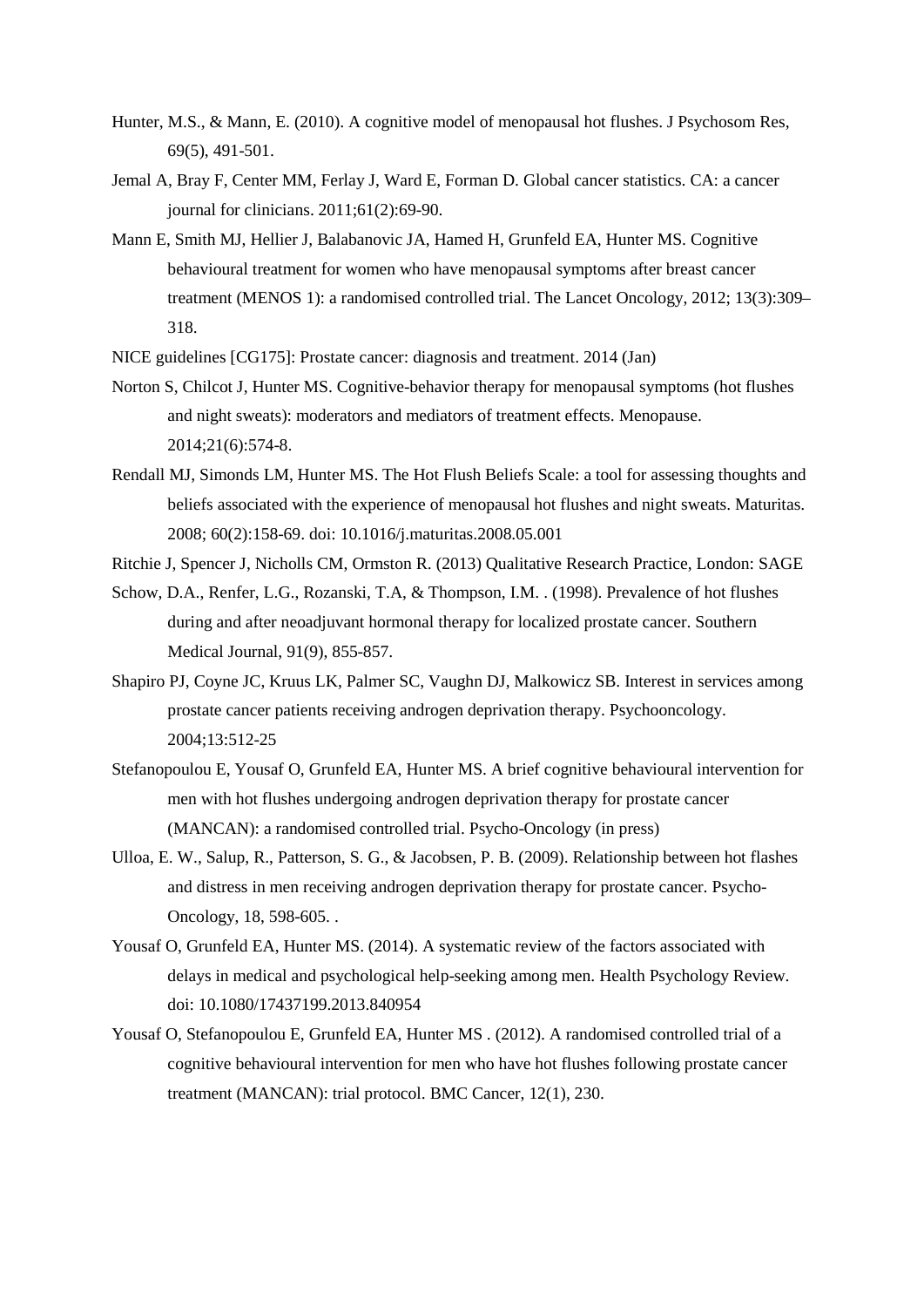Hunter, M.S., & Mann, E. (2010). A cognitive model of menopausal hot flushes. J Psychosom Res, 69(5), 491-501.

Jemal A, Bray F, Center MM, Ferlay J, Ward E, Forman D. Global cancer statistics. CA: a cancer journal for clinicians. 2011;61(2):69-90.

Mann E, Smith MJ, Hellier J, Balabanovic JA, Hamed H, Grunfeld EA, Hunter MS. Cognitive behavioural treatment for women who have menopausal symptoms after breast cancer treatment (MENOS 1): a randomised controlled trial. The Lancet Oncology, 2012; 13(3):309–318.

NICE guidelines [CG175]: Prostate cancer: diagnosis and treatment. 2014 (Jan)

Norton S, Chilcot J, Hunter MS. Cognitive-behavior therapy for menopausal symptoms (hot flushes and night sweats): moderators and mediators of treatment effects. Menopause. 2014;21(6):574-8.

Rendall MJ, Simonds LM, Hunter MS. The Hot Flush Beliefs Scale: a tool for assessing thoughts and beliefs associated with the experience of menopausal hot flushes and night sweats. Maturitas. 2008; 60(2):158-69. doi: 10.1016/j.maturitas.2008.05.001

Ritchie J, Spencer J, Nicholls CM, Ormston R. (2013) Qualitative Research Practice, London: SAGE

Schow, D.A., Renfer, L.G., Rozanski, T.A, & Thompson, I.M. . (1998). Prevalence of hot flushes during and after neoadjuvant hormonal therapy for localized prostate cancer. Southern Medical Journal, 91(9), 855-857.

Shapiro PJ, Coyne JC, Kruus LK, Palmer SC, Vaughn DJ, Malkowicz SB. Interest in services among prostate cancer patients receiving androgen deprivation therapy. Psychooncology. 2004;13:512-25

Stefanopoulou E, Yousaf O, Grunfeld EA, Hunter MS. A brief cognitive behavioural intervention for men with hot flushes undergoing androgen deprivation therapy for prostate cancer (MANCAN): a randomised controlled trial. Psycho-Oncology (in press)

Ulloa, E. W., Salup, R., Patterson, S. G., & Jacobsen, P. B. (2009). Relationship between hot flashes and distress in men receiving androgen deprivation therapy for prostate cancer. Psycho-Oncology, 18, 598-605. .

Yousaf O, Grunfeld EA, Hunter MS. (2014). A systematic review of the factors associated with delays in medical and psychological help-seeking among men. Health Psychology Review. doi: 10.1080/17437199.2013.840954

Yousaf O, Stefanopoulou E, Grunfeld EA, Hunter MS . (2012). A randomised controlled trial of a cognitive behavioural intervention for men who have hot flushes following prostate cancer treatment (MANCAN): trial protocol. BMC Cancer, 12(1), 230.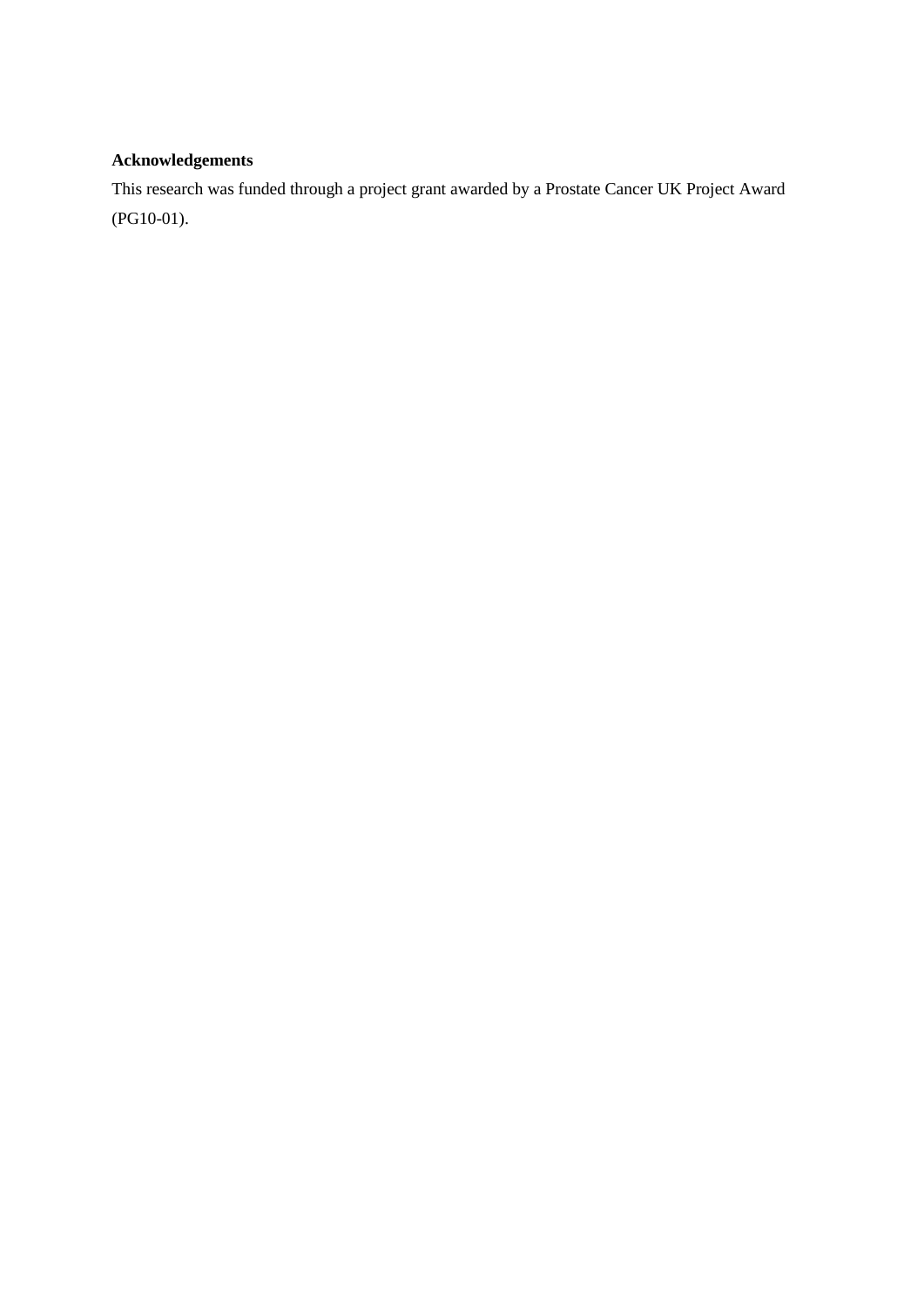**Acknowledgements**

This research was funded through a project grant awarded by a Prostate Cancer UK Project Award (PG10-01).